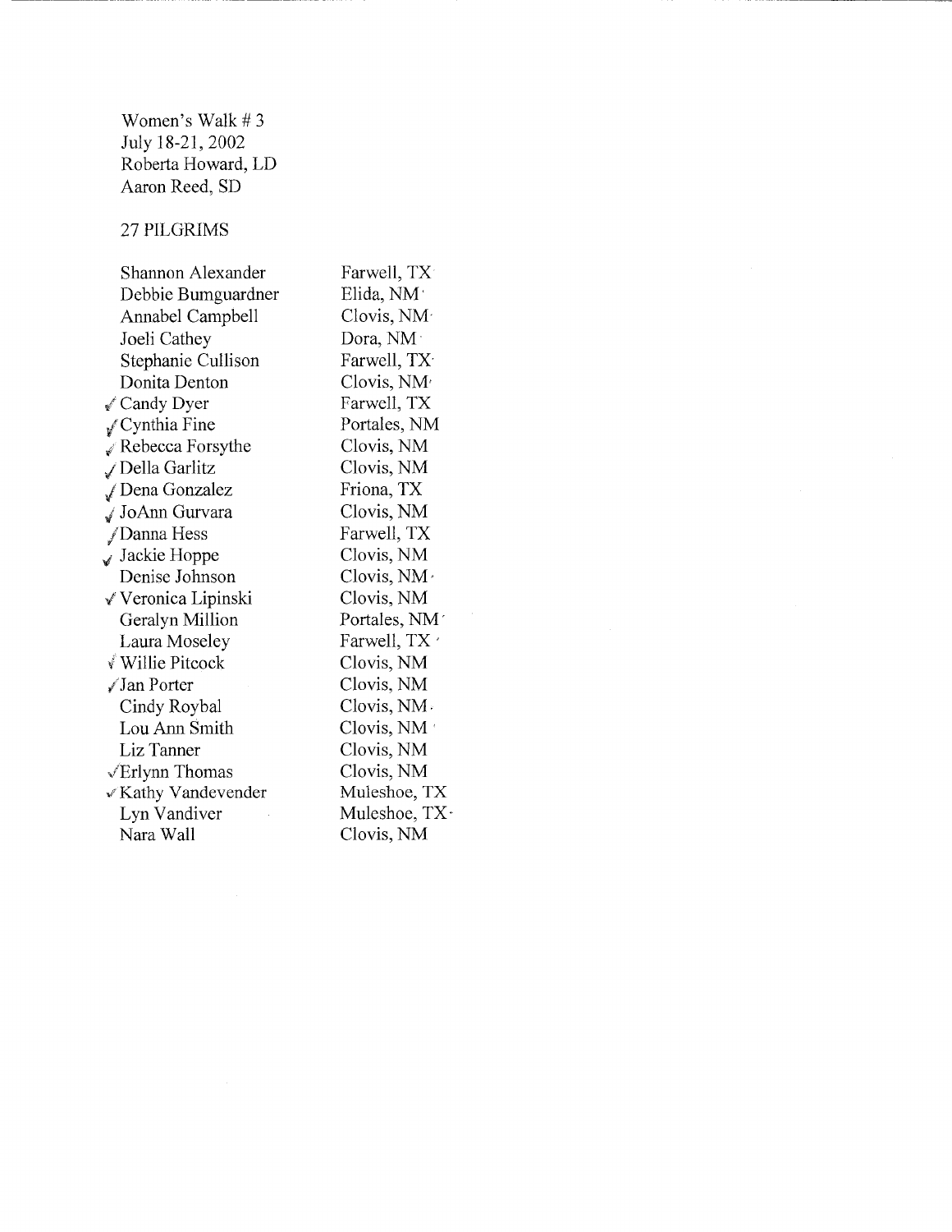Women's Walk # 3
July 18-21, 2002
Roberta Howard, LD
Aaron Reed, SD

27 PILGRIMS

| Name | Location |
| --- | --- |
| Shannon Alexander | Farwell, TX |
| Debbie Bumguardner | Elida, NM |
| Annabel Campbell | Clovis, NM |
| Joeli Cathey | Dora, NM |
| Stephanie Cullison | Farwell, TX |
| Donita Denton | Clovis, NM |
| ✓ Candy Dyer | Farwell, TX |
| ✓ Cynthia Fine | Portales, NM |
| ✓ Rebecca Forsythe | Clovis, NM |
| ✓ Della Garlitz | Clovis, NM |
| ✓ Dena Gonzalez | Friona, TX |
| ✓ JoAnn Gurvara | Clovis, NM |
| ✓ Danna Hess | Farwell, TX |
| ✓ Jackie Hoppe | Clovis, NM |
| Denise Johnson | Clovis, NM |
| ✓ Veronica Lipinski | Clovis, NM |
| Geralyn Million | Portales, NM |
| Laura Moseley | Farwell, TX |
| ✓ Willie Pitcock | Clovis, NM |
| ✓ Jan Porter | Clovis, NM |
| Cindy Roybal | Clovis, NM |
| Lou Ann Smith | Clovis, NM |
| Liz Tanner | Clovis, NM |
| ✓ Erlynn Thomas | Clovis, NM |
| ✓ Kathy Vandevender | Muleshoe, TX |
| Lyn Vandiver | Muleshoe, TX |
| Nara Wall | Clovis, NM |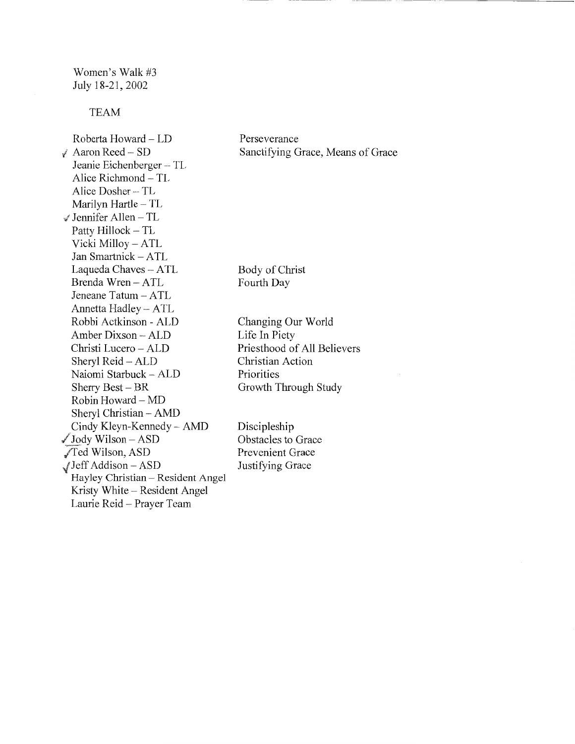Women's Walk #3
July 18-21, 2002

TEAM

| Name | Talk |
|---|---|
| Roberta Howard – LD | Perseverance |
| ✓ Aaron Reed – SD | Sanctifying Grace, Means of Grace |
| Jeanie Eichenberger – TL | |
| Alice Richmond – TL | |
| Alice Dosher – TL | |
| Marilyn Hartle – TL | |
| ✓ Jennifer Allen – TL | |
| Patty Hillock – TL | |
| Vicki Milloy – ATL | |
| Jan Smartnick – ATL | |
| Laqueda Chaves – ATL | Body of Christ |
| Brenda Wren – ATL | Fourth Day |
| Jeneane Tatum – ATL | |
| Annetta Hadley – ATL | |
| Robbi Actkinson - ALD | Changing Our World |
| Amber Dixson – ALD | Life In Piety |
| Christi Lucero – ALD | Priesthood of All Believers |
| Sheryl Reid – ALD | Christian Action |
| Naiomi Starbuck – ALD | Priorities |
| Sherry Best – BR | Growth Through Study |
| Robin Howard – MD | |
| Sheryl Christian – AMD | |
| Cindy Kleyn-Kennedy – AMD | Discipleship |
| ✓ Jody Wilson – ASD | Obstacles to Grace |
| ✓ Ted Wilson, ASD | Prevenient Grace |
| ✓ Jeff Addison – ASD | Justifying Grace |
| Hayley Christian – Resident Angel | |
| Kristy White – Resident Angel | |
| Laurie Reid – Prayer Team | |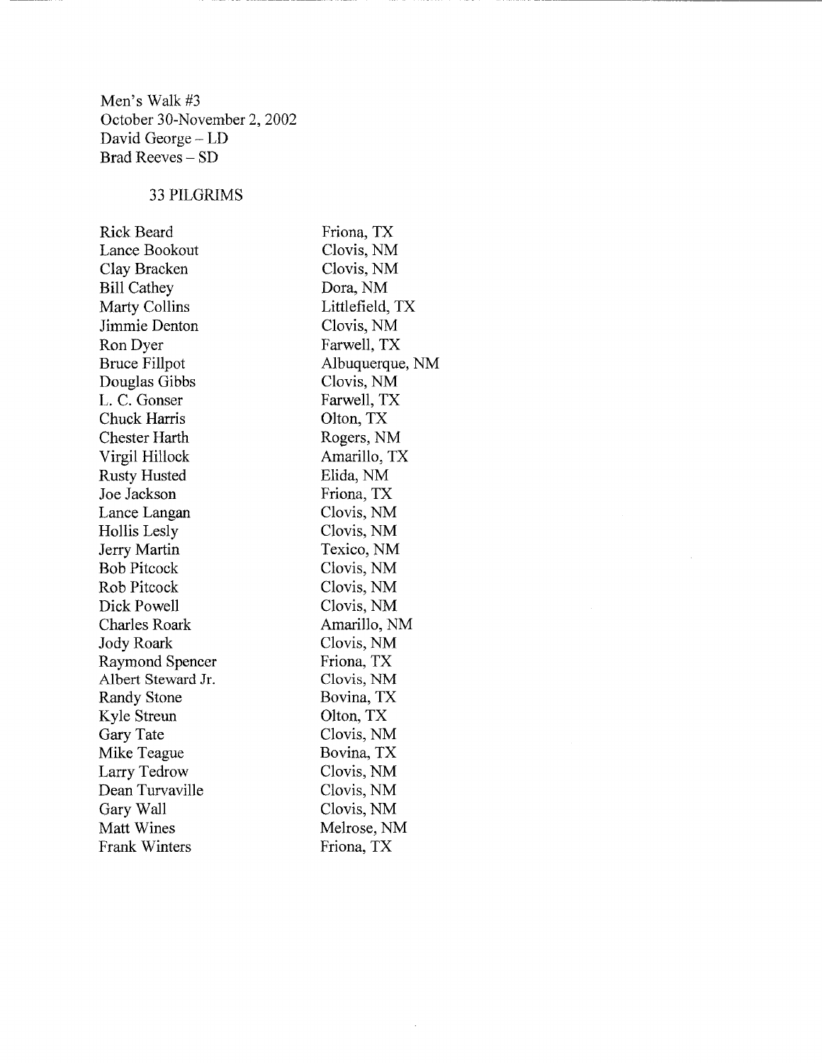Men's Walk #3
October 30-November 2, 2002
David George – LD
Brad Reeves – SD

33 PILGRIMS

| | |
|---|---|
| Rick Beard | Friona, TX |
| Lance Bookout | Clovis, NM |
| Clay Bracken | Clovis, NM |
| Bill Cathey | Dora, NM |
| Marty Collins | Littlefield, TX |
| Jimmie Denton | Clovis, NM |
| Ron Dyer | Farwell, TX |
| Bruce Fillpot | Albuquerque, NM |
| Douglas Gibbs | Clovis, NM |
| L. C. Gonser | Farwell, TX |
| Chuck Harris | Olton, TX |
| Chester Harth | Rogers, NM |
| Virgil Hillock | Amarillo, TX |
| Rusty Husted | Elida, NM |
| Joe Jackson | Friona, TX |
| Lance Langan | Clovis, NM |
| Hollis Lesly | Clovis, NM |
| Jerry Martin | Texico, NM |
| Bob Pitcock | Clovis, NM |
| Rob Pitcock | Clovis, NM |
| Dick Powell | Clovis, NM |
| Charles Roark | Amarillo, NM |
| Jody Roark | Clovis, NM |
| Raymond Spencer | Friona, TX |
| Albert Steward Jr. | Clovis, NM |
| Randy Stone | Bovina, TX |
| Kyle Streun | Olton, TX |
| Gary Tate | Clovis, NM |
| Mike Teague | Bovina, TX |
| Larry Tedrow | Clovis, NM |
| Dean Turvaville | Clovis, NM |
| Gary Wall | Clovis, NM |
| Matt Wines | Melrose, NM |
| Frank Winters | Friona, TX |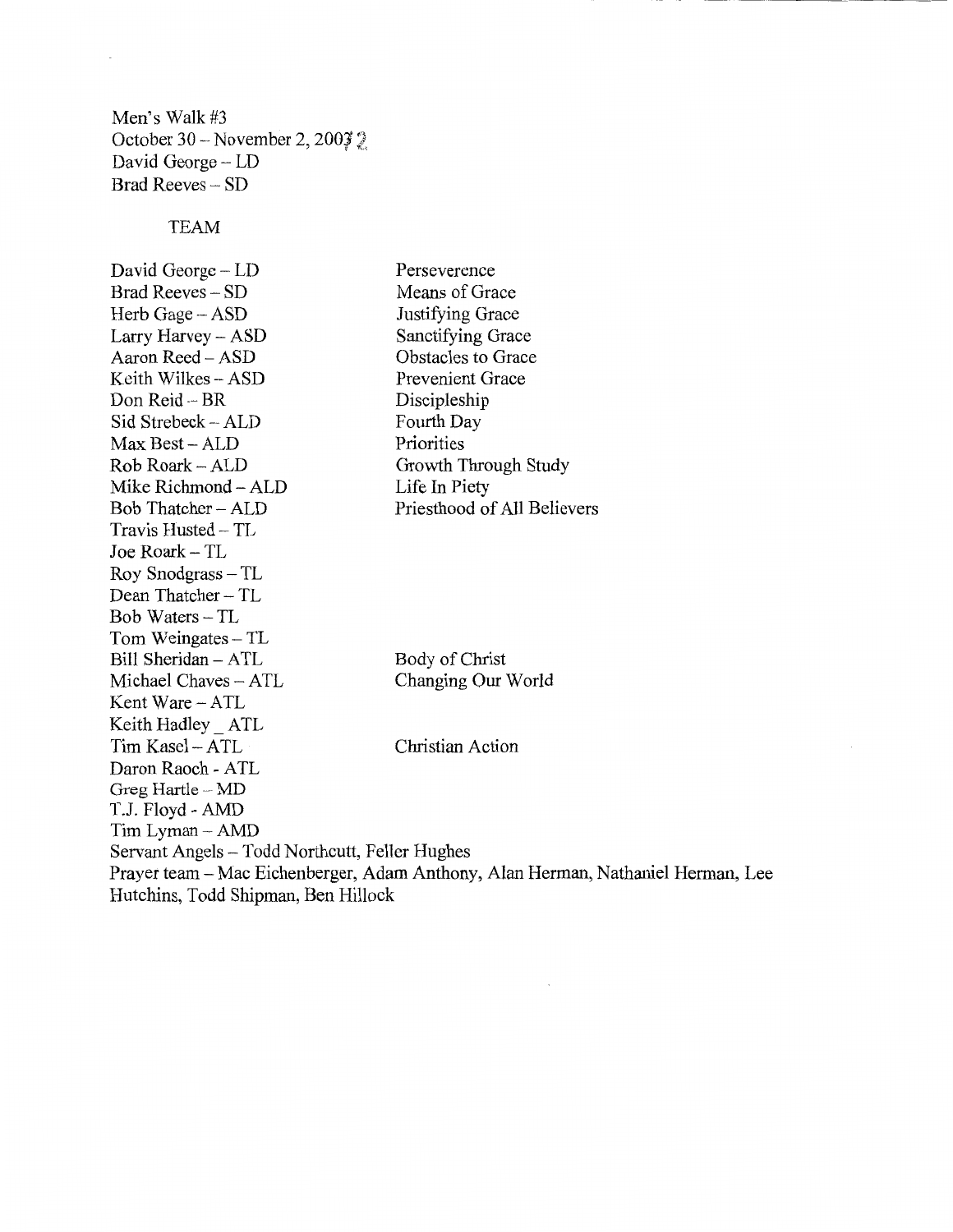Men's Walk #3
October 30 – November 2, 2002
David George – LD
Brad Reeves – SD

TEAM

| | |
|---|---|
| David George – LD | Perseverence |
| Brad Reeves – SD | Means of Grace |
| Herb Gage – ASD | Justifying Grace |
| Larry Harvey – ASD | Sanctifying Grace |
| Aaron Reed – ASD | Obstacles to Grace |
| Keith Wilkes – ASD | Prevenient Grace |
| Don Reid – BR | Discipleship |
| Sid Strebeck – ALD | Fourth Day |
| Max Best – ALD | Priorities |
| Rob Roark – ALD | Growth Through Study |
| Mike Richmond – ALD | Life In Piety |
| Bob Thatcher – ALD | Priesthood of All Believers |
| Travis Husted – TL | |
| Joe Roark – TL | |
| Roy Snodgrass – TL | |
| Dean Thatcher – TL | |
| Bob Waters – TL | |
| Tom Weingates – TL | |
| Bill Sheridan – ATL | Body of Christ |
| Michael Chaves – ATL | Changing Our World |
| Kent Ware – ATL | |
| Keith Hadley _ ATL | |
| Tim Kasel – ATL | Christian Action |
| Daron Raoch - ATL | |
| Greg Hartle – MD | |
| T.J. Floyd - AMD | |
| Tim Lyman – AMD | |

Servant Angels – Todd Northcutt, Feller Hughes
Prayer team – Mac Eichenberger, Adam Anthony, Alan Herman, Nathaniel Herman, Lee Hutchins, Todd Shipman, Ben Hillock